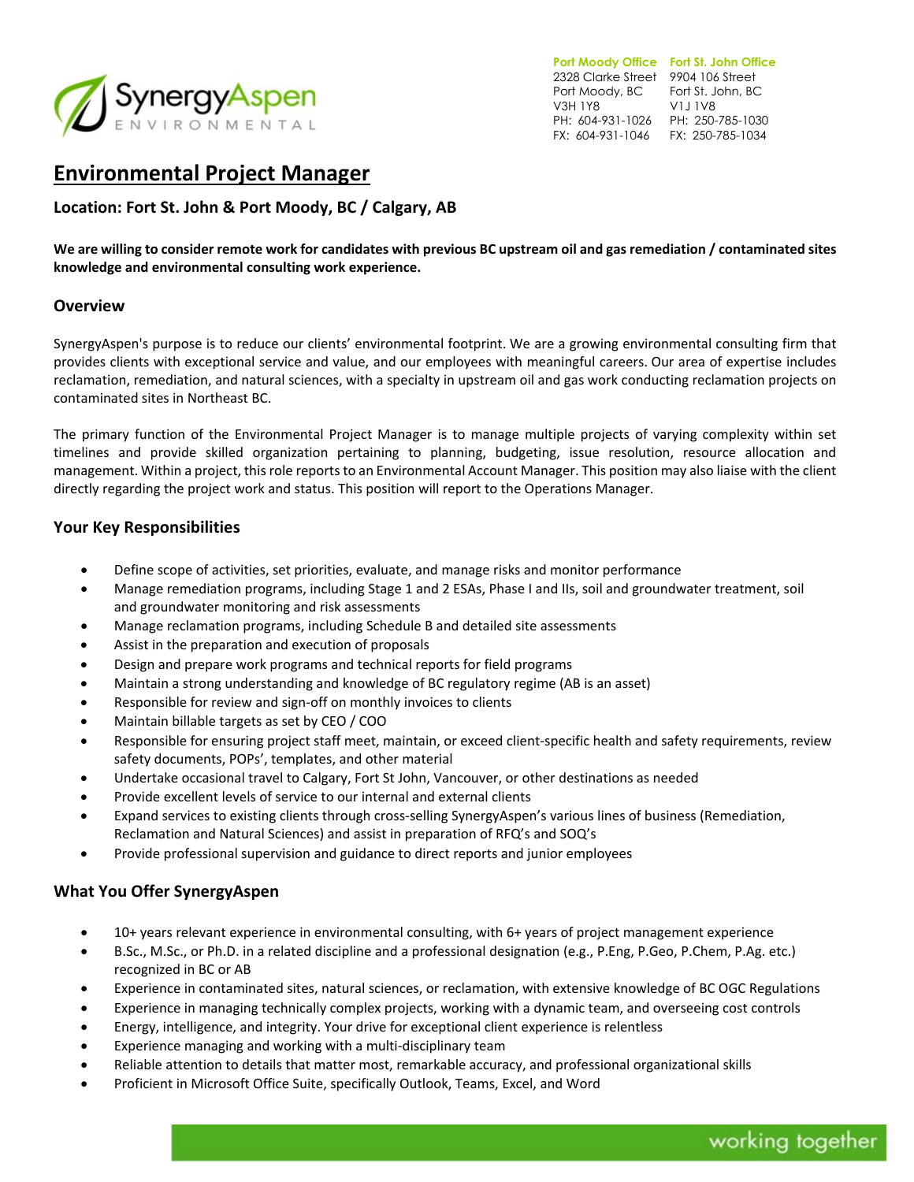SynergyAspen ENVIRONMENTAL

**Port Moody Office**
2328 Clarke Street
Port Moody, BC
V3H 1Y8
PH: 604-931-1026
FX: 604-931-1046

**Fort St. John Office**
9904 106 Street
Fort St. John, BC
V1J 1V8
PH: 250-785-1030
FX: 250-785-1034

# Environmental Project Manager

### Location: Fort St. John & Port Moody, BC / Calgary, AB

**We are willing to consider remote work for candidates with previous BC upstream oil and gas remediation / contaminated sites knowledge and environmental consulting work experience.**

## Overview

SynergyAspen's purpose is to reduce our clients' environmental footprint. We are a growing environmental consulting firm that provides clients with exceptional service and value, and our employees with meaningful careers. Our area of expertise includes reclamation, remediation, and natural sciences, with a specialty in upstream oil and gas work conducting reclamation projects on contaminated sites in Northeast BC.

The primary function of the Environmental Project Manager is to manage multiple projects of varying complexity within set timelines and provide skilled organization pertaining to planning, budgeting, issue resolution, resource allocation and management. Within a project, this role reports to an Environmental Account Manager. This position may also liaise with the client directly regarding the project work and status. This position will report to the Operations Manager.

## Your Key Responsibilities

- Define scope of activities, set priorities, evaluate, and manage risks and monitor performance
- Manage remediation programs, including Stage 1 and 2 ESAs, Phase I and IIs, soil and groundwater treatment, soil and groundwater monitoring and risk assessments
- Manage reclamation programs, including Schedule B and detailed site assessments
- Assist in the preparation and execution of proposals
- Design and prepare work programs and technical reports for field programs
- Maintain a strong understanding and knowledge of BC regulatory regime (AB is an asset)
- Responsible for review and sign-off on monthly invoices to clients
- Maintain billable targets as set by CEO / COO
- Responsible for ensuring project staff meet, maintain, or exceed client-specific health and safety requirements, review safety documents, POPs', templates, and other material
- Undertake occasional travel to Calgary, Fort St John, Vancouver, or other destinations as needed
- Provide excellent levels of service to our internal and external clients
- Expand services to existing clients through cross-selling SynergyAspen's various lines of business (Remediation, Reclamation and Natural Sciences) and assist in preparation of RFQ's and SOQ's
- Provide professional supervision and guidance to direct reports and junior employees

## What You Offer SynergyAspen

- 10+ years relevant experience in environmental consulting, with 6+ years of project management experience
- B.Sc., M.Sc., or Ph.D. in a related discipline and a professional designation (e.g., P.Eng, P.Geo, P.Chem, P.Ag. etc.) recognized in BC or AB
- Experience in contaminated sites, natural sciences, or reclamation, with extensive knowledge of BC OGC Regulations
- Experience in managing technically complex projects, working with a dynamic team, and overseeing cost controls
- Energy, intelligence, and integrity. Your drive for exceptional client experience is relentless
- Experience managing and working with a multi-disciplinary team
- Reliable attention to details that matter most, remarkable accuracy, and professional organizational skills
- Proficient in Microsoft Office Suite, specifically Outlook, Teams, Excel, and Word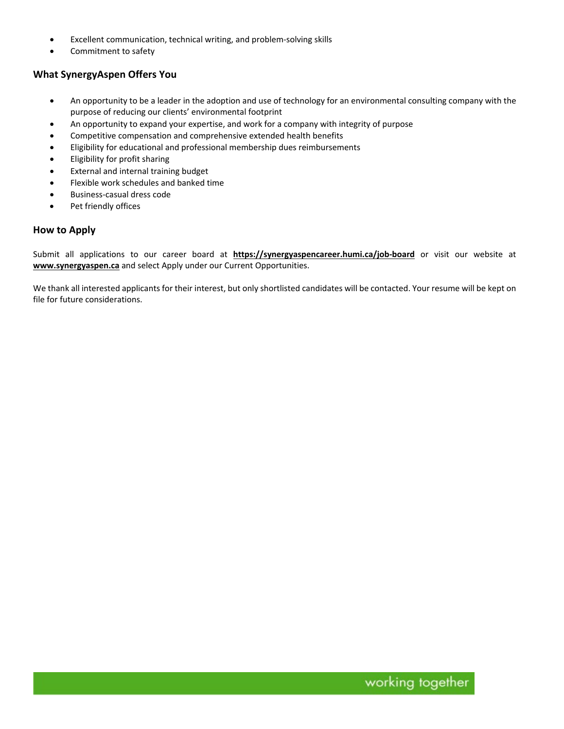- Excellent communication, technical writing, and problem-solving skills
- Commitment to safety

### What SynergyAspen Offers You

- An opportunity to be a leader in the adoption and use of technology for an environmental consulting company with the purpose of reducing our clients' environmental footprint
- An opportunity to expand your expertise, and work for a company with integrity of purpose
- Competitive compensation and comprehensive extended health benefits
- Eligibility for educational and professional membership dues reimbursements
- Eligibility for profit sharing
- External and internal training budget
- Flexible work schedules and banked time
- Business-casual dress code
- Pet friendly offices

### How to Apply

Submit all applications to our career board at **https://synergyaspencareer.humi.ca/job-board** or visit our website at **www.synergyaspen.ca** and select Apply under our Current Opportunities.

We thank all interested applicants for their interest, but only shortlisted candidates will be contacted. Your resume will be kept on file for future considerations.